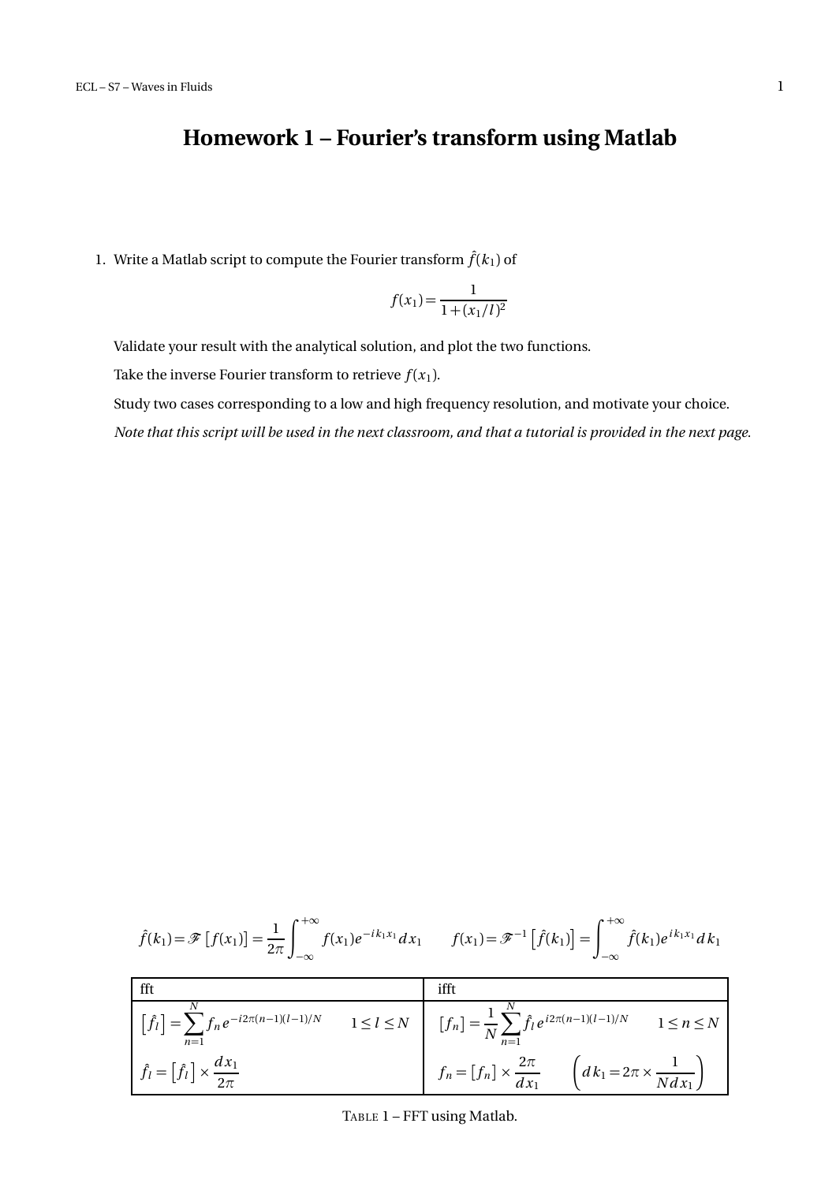# Homework 1 – Fourier's transform using Matlab

1. Write a Matlab script to compute the Fourier transform $\hat{f}(k_1)$ of

$$f(x_1) = \frac{1}{1+(x_1/l)^2}$$

   Validate your result with the analytical solution, and plot the two functions.

   Take the inverse Fourier transform to retrieve $f(x_1)$.

   Study two cases corresponding to a low and high frequency resolution, and motivate your choice.

   *Note that this script will be used in the next classroom, and that a tutorial is provided in the next page.*

$$\hat{f}(k_1) = \mathscr{F}\left[f(x_1)\right] = \frac{1}{2\pi}\int_{-\infty}^{+\infty} f(x_1)e^{-ik_1x_1}\,dx_1 \qquad f(x_1) = \mathscr{F}^{-1}\left[\hat{f}(k_1)\right] = \int_{-\infty}^{+\infty} \hat{f}(k_1)e^{ik_1x_1}\,dk_1$$

| fft | ifft |
|---|---|
| $\left[\hat{f}_l\right] = \sum_{n=1}^{N} f_n e^{-i2\pi(n-1)(l-1)/N} \qquad 1 \le l \le N$ | $\left[f_n\right] = \frac{1}{N}\sum_{n=1}^{N} \hat{f}_l e^{i2\pi(n-1)(l-1)/N} \qquad 1 \le n \le N$ |
| $\hat{f}_l = \left[\hat{f}_l\right] \times \frac{dx_1}{2\pi}$ | $f_n = \left[f_n\right] \times \frac{2\pi}{dx_1} \qquad \left(dk_1 = 2\pi \times \frac{1}{N\,dx_1}\right)$ |

TABLE 1 – FFT using Matlab.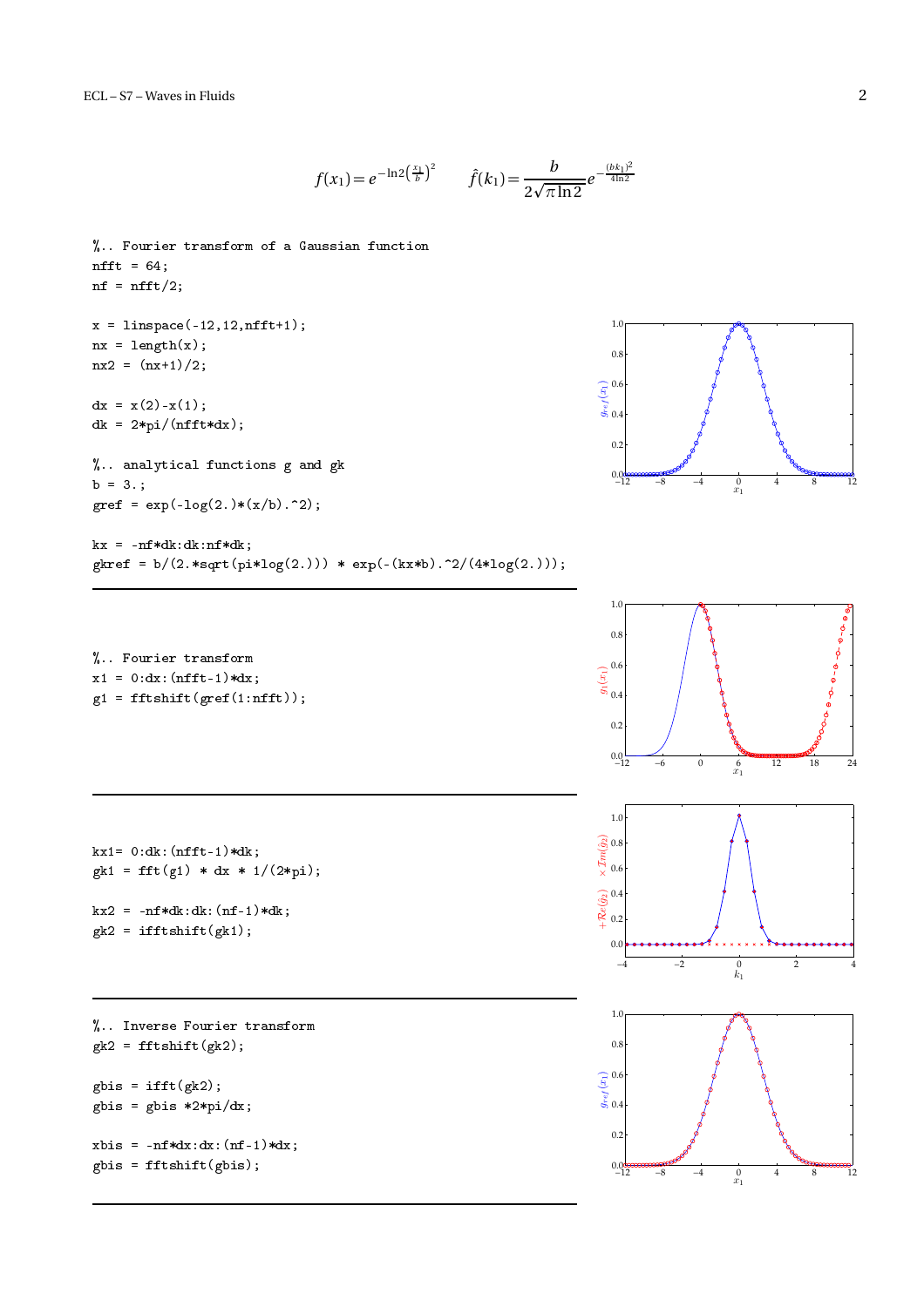$$f(x_1) = e^{-\ln 2 \left(\frac{x_1}{b}\right)^2} \qquad \hat{f}(k_1) = \frac{b}{2\sqrt{\pi \ln 2}} e^{-\frac{(bk_1)^2}{4\ln 2}}$$

```
%.. Fourier transform of a Gaussian function
nfft = 64;
nf = nfft/2;

x = linspace(-12,12,nfft+1);
nx = length(x);
nx2 = (nx+1)/2;

dx = x(2)-x(1);
dk = 2*pi/(nfft*dx);

%.. analytical functions g and gk
b = 3.;
gref = exp(-log(2.)*(x/b).^2);

kx = -nf*dk:dk:nf*dk;
gkref = b/(2.*sqrt(pi*log(2.))) * exp(-(kx*b).^2/(4*log(2.)));
```

1.0
0.8
0.6
0.4
0.2
0.0
$g_{ref}(x_1)$
−12 −8 −4 0 4 8 12
$x_1$

---

```
%.. Fourier transform
x1 = 0:dx:(nfft-1)*dx;
g1 = fftshift(gref(1:nfft));
```

1.0
0.8
0.6
0.4
0.2
0.0
$g_1(x_1)$
−12 −6 0 6 12 18 24
$x_1$

---

```
kx1= 0:dk:(nfft-1)*dk;
gk1 = fft(g1) * dx * 1/(2*pi);

kx2 = -nf*dk:dk:(nf-1)*dk;
gk2 = ifftshift(gk1);
```

1.0
0.8
0.6
0.4
0.2
0.0
$+\mathcal{R}e(\hat{g}_2) \quad \times \mathcal{I}m(\hat{g}_2)$
−4 −2 0 2 4
$k_1$

---

```
%.. Inverse Fourier transform
gk2 = fftshift(gk2);

gbis = ifft(gk2);
gbis = gbis *2*pi/dx;

xbis = -nf*dx:dx:(nf-1)*dx;
gbis = fftshift(gbis);
```

1.0
0.8
0.6
0.4
0.2
0.0
$g_{ref}(x_1)$
−12 −8 −4 0 4 8 12
$x_1$

---